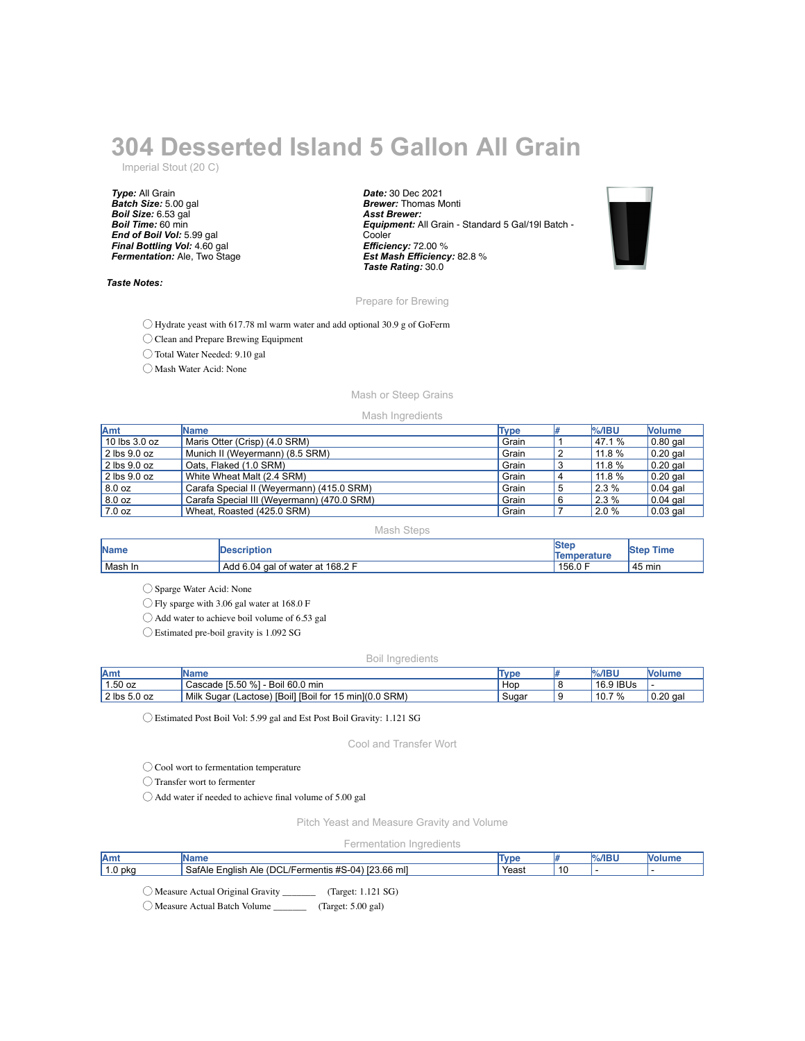# 304 Desserted Island 5 Gallon All Grain

Imperial Stout (20 C)

***Type:*** All Grain
***Batch Size:*** 5.00 gal
***Boil Size:*** 6.53 gal
***Boil Time:*** 60 min
***End of Boil Vol:*** 5.99 gal
***Final Bottling Vol:*** 4.60 gal
***Fermentation:*** Ale, Two Stage

***Date:*** 30 Dec 2021
***Brewer:*** Thomas Monti
***Asst Brewer:***
***Equipment:*** All Grain - Standard 5 Gal/19l Batch - Cooler
***Efficiency:*** 72.00 %
***Est Mash Efficiency:*** 82.8 %
***Taste Rating:*** 30.0

***Taste Notes:***

## Prepare for Brewing

- ◯ Hydrate yeast with 617.78 ml warm water and add optional 30.9 g of GoFerm
- ◯ Clean and Prepare Brewing Equipment
- ◯ Total Water Needed: 9.10 gal
- ◯ Mash Water Acid: None

## Mash or Steep Grains

### Mash Ingredients

| Amt | Name | Type | # | %/IBU | Volume |
|---|---|---|---|---|---|
| 10 lbs 3.0 oz | Maris Otter (Crisp) (4.0 SRM) | Grain | 1 | 47.1 % | 0.80 gal |
| 2 lbs 9.0 oz | Munich II (Weyermann) (8.5 SRM) | Grain | 2 | 11.8 % | 0.20 gal |
| 2 lbs 9.0 oz | Oats, Flaked (1.0 SRM) | Grain | 3 | 11.8 % | 0.20 gal |
| 2 lbs 9.0 oz | White Wheat Malt (2.4 SRM) | Grain | 4 | 11.8 % | 0.20 gal |
| 8.0 oz | Carafa Special II (Weyermann) (415.0 SRM) | Grain | 5 | 2.3 % | 0.04 gal |
| 8.0 oz | Carafa Special III (Weyermann) (470.0 SRM) | Grain | 6 | 2.3 % | 0.04 gal |
| 7.0 oz | Wheat, Roasted (425.0 SRM) | Grain | 7 | 2.0 % | 0.03 gal |

### Mash Steps

| Name | Description | Step Temperature | Step Time |
|---|---|---|---|
| Mash In | Add 6.04 gal of water at 168.2 F | 156.0 F | 45 min |

- ◯ Sparge Water Acid: None
- ◯ Fly sparge with 3.06 gal water at 168.0 F
- ◯ Add water to achieve boil volume of 6.53 gal
- ◯ Estimated pre-boil gravity is 1.092 SG

### Boil Ingredients

| Amt | Name | Type | # | %/IBU | Volume |
|---|---|---|---|---|---|
| 1.50 oz | Cascade [5.50 %] - Boil 60.0 min | Hop | 8 | 16.9 IBUs | - |
| 2 lbs 5.0 oz | Milk Sugar (Lactose) [Boil] [Boil for 15 min](0.0 SRM) | Sugar | 9 | 10.7 % | 0.20 gal |

- ◯ Estimated Post Boil Vol: 5.99 gal and Est Post Boil Gravity: 1.121 SG

## Cool and Transfer Wort

- ◯ Cool wort to fermentation temperature
- ◯ Transfer wort to fermenter
- ◯ Add water if needed to achieve final volume of 5.00 gal

## Pitch Yeast and Measure Gravity and Volume

### Fermentation Ingredients

| Amt | Name | Type | # | %/IBU | Volume |
|---|---|---|---|---|---|
| 1.0 pkg | SafAle English Ale (DCL/Fermentis #S-04) [23.66 ml] | Yeast | 10 | - | - |

- ◯ Measure Actual Original Gravity _______ (Target: 1.121 SG)
- ◯ Measure Actual Batch Volume _______ (Target: 5.00 gal)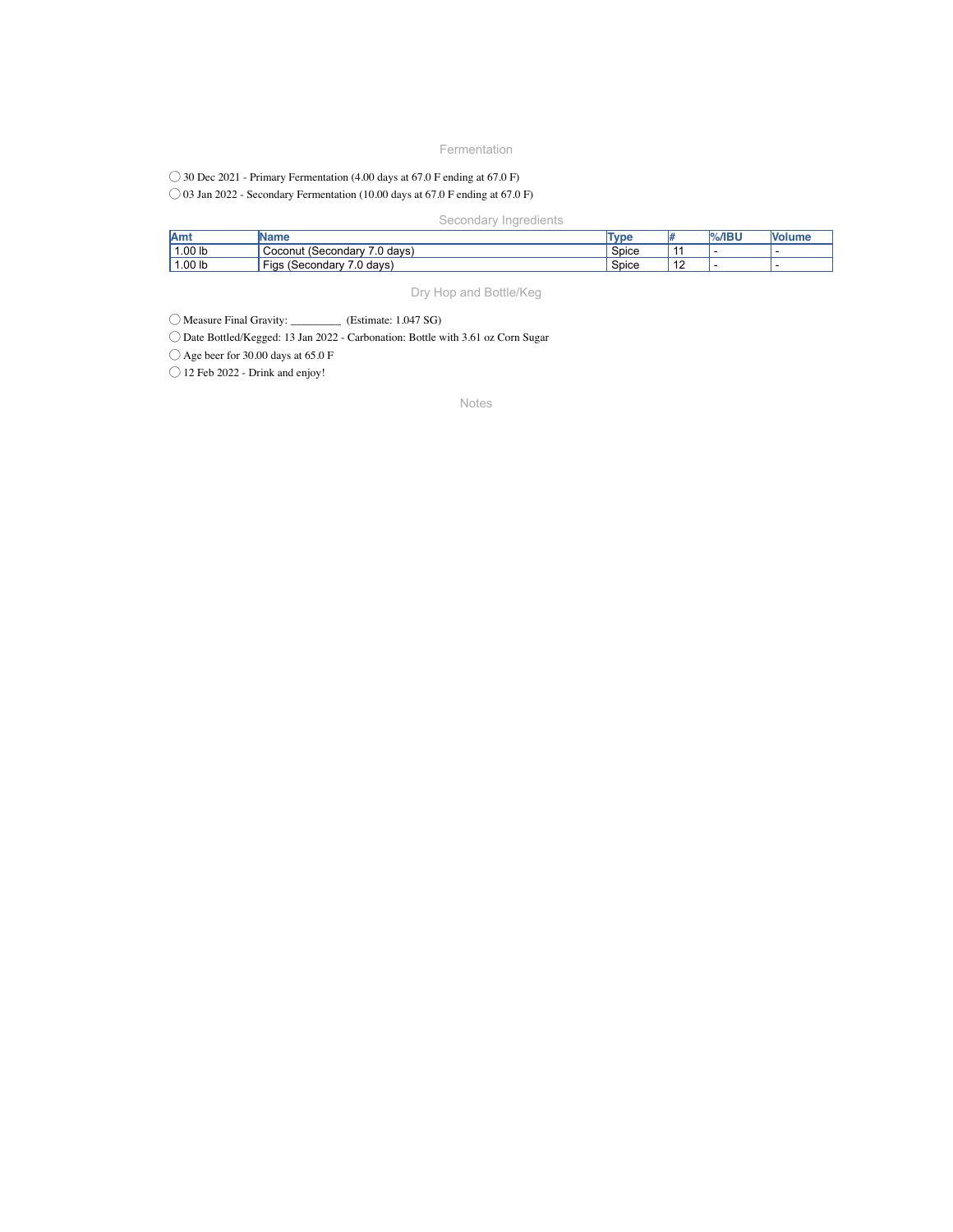## Fermentation

- ◯ 30 Dec 2021 - Primary Fermentation (4.00 days at 67.0 F ending at 67.0 F)
- ◯ 03 Jan 2022 - Secondary Fermentation (10.00 days at 67.0 F ending at 67.0 F)

## Secondary Ingredients

| Amt | Name | Type | # | %/IBU | Volume |
|---|---|---|---|---|---|
| 1.00 lb | Coconut (Secondary 7.0 days) | Spice | 11 | - | - |
| 1.00 lb | Figs (Secondary 7.0 days) | Spice | 12 | - | - |

## Dry Hop and Bottle/Keg

- ◯ Measure Final Gravity: _________ (Estimate: 1.047 SG)
- ◯ Date Bottled/Kegged: 13 Jan 2022 - Carbonation: Bottle with 3.61 oz Corn Sugar
- ◯ Age beer for 30.00 days at 65.0 F
- ◯ 12 Feb 2022 - Drink and enjoy!

## Notes